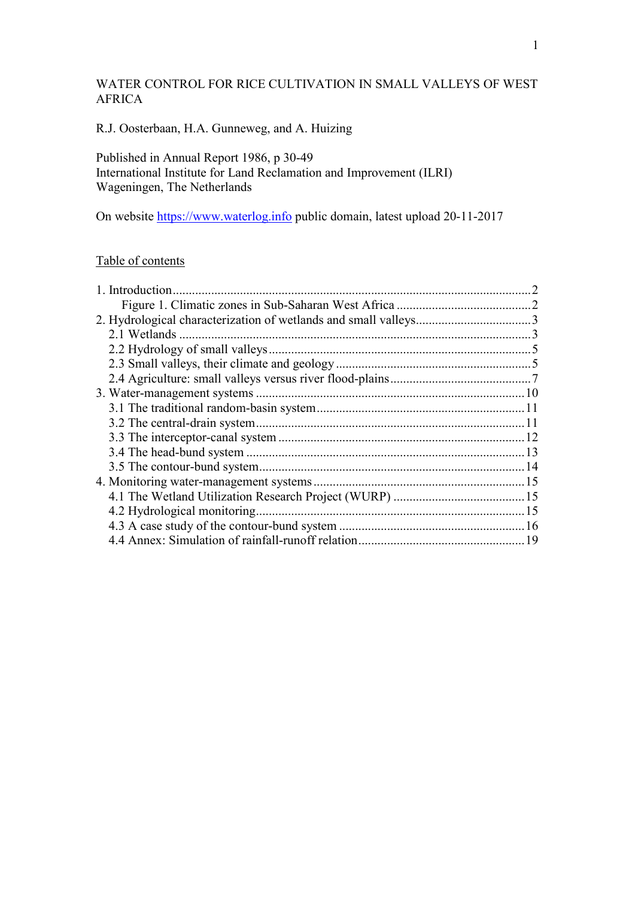# WATER CONTROL FOR RICE CULTIVATION IN SMALL VALLEYS OF WEST AFRICA

R.J. Oosterbaan, H.A. Gunneweg, and A. Huizing

Published in Annual Report 1986, p 30-49
International Institute for Land Reclamation and Improvement (ILRI)
Wageningen, The Netherlands

On website [https://www.waterlog.info](https://www.waterlog.info) public domain, latest upload 20-11-2017

## Table of contents

1. Introduction ... 2
    - Figure 1. Climatic zones in Sub-Saharan West Africa ... 2
2. Hydrological characterization of wetlands and small valleys ... 3
    - 2.1 Wetlands ... 3
    - 2.2 Hydrology of small valleys ... 5
    - 2.3 Small valleys, their climate and geology ... 5
    - 2.4 Agriculture: small valleys versus river flood-plains ... 7
3. Water-management systems ... 10
    - 3.1 The traditional random-basin system ... 11
    - 3.2 The central-drain system ... 11
    - 3.3 The interceptor-canal system ... 12
    - 3.4 The head-bund system ... 13
    - 3.5 The contour-bund system ... 14
4. Monitoring water-management systems ... 15
    - 4.1 The Wetland Utilization Research Project (WURP) ... 15
    - 4.2 Hydrological monitoring ... 15
    - 4.3 A case study of the contour-bund system ... 16
    - 4.4 Annex: Simulation of rainfall-runoff relation ... 19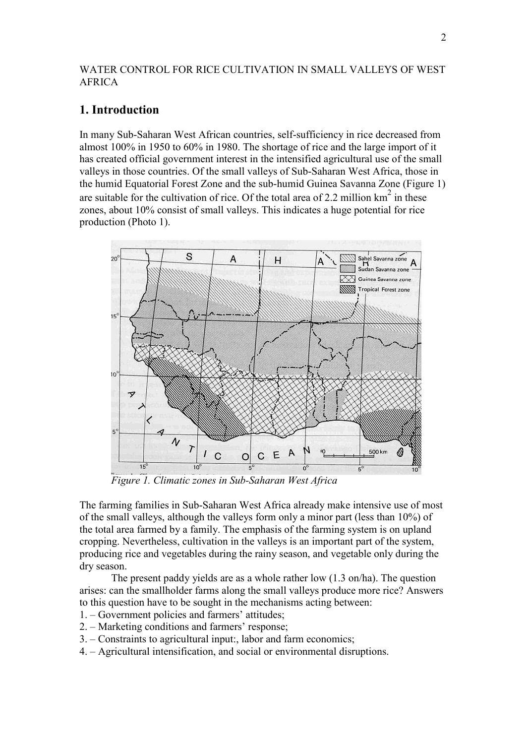WATER CONTROL FOR RICE CULTIVATION IN SMALL VALLEYS OF WEST AFRICA

# 1. Introduction

In many Sub-Saharan West African countries, self-sufficiency in rice decreased from almost 100% in 1950 to 60% in 1980. The shortage of rice and the large import of it has created official government interest in the intensified agricultural use of the small valleys in those countries. Of the small valleys of Sub-Saharan West Africa, those in the humid Equatorial Forest Zone and the sub-humid Guinea Savanna Zone (Figure 1) are suitable for the cultivation of rice. Of the total area of 2.2 million km$^2$ in these zones, about 10% consist of small valleys. This indicates a huge potential for rice production (Photo 1).

*Figure 1. Climatic zones in Sub-Saharan West Africa*

The farming families in Sub-Saharan West Africa already make intensive use of most of the small valleys, although the valleys form only a minor part (less than 10%) of the total area farmed by a family. The emphasis of the farming system is on upland cropping. Nevertheless, cultivation in the valleys is an important part of the system, producing rice and vegetables during the rainy season, and vegetable only during the dry season.

The present paddy yields are as a whole rather low (1.3 on/ha). The question arises: can the smallholder farms along the small valleys produce more rice? Answers to this question have to be sought in the mechanisms acting between:

1. – Government policies and farmers' attitudes;
2. – Marketing conditions and farmers' response;
3. – Constraints to agricultural input:, labor and farm economics;
4. – Agricultural intensification, and social or environmental disruptions.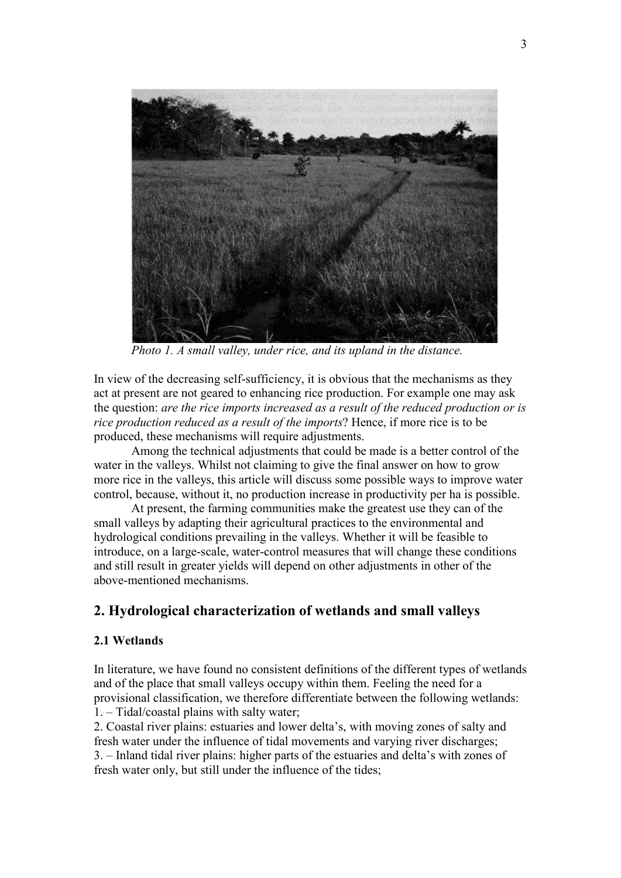*Photo 1. A small valley, under rice, and its upland in the distance.*

In view of the decreasing self-sufficiency, it is obvious that the mechanisms as they act at present are not geared to enhancing rice production. For example one may ask the question: *are the rice imports increased as a result of the reduced production or is rice production reduced as a result of the imports*? Hence, if more rice is to be produced, these mechanisms will require adjustments.

Among the technical adjustments that could be made is a better control of the water in the valleys. Whilst not claiming to give the final answer on how to grow more rice in the valleys, this article will discuss some possible ways to improve water control, because, without it, no production increase in productivity per ha is possible.

At present, the farming communities make the greatest use they can of the small valleys by adapting their agricultural practices to the environmental and hydrological conditions prevailing in the valleys. Whether it will be feasible to introduce, on a large-scale, water-control measures that will change these conditions and still result in greater yields will depend on other adjustments in other of the above-mentioned mechanisms.

## 2. Hydrological characterization of wetlands and small valleys

### 2.1 Wetlands

In literature, we have found no consistent definitions of the different types of wetlands and of the place that small valleys occupy within them. Feeling the need for a provisional classification, we therefore differentiate between the following wetlands:

1. – Tidal/coastal plains with salty water;
2. Coastal river plains: estuaries and lower delta's, with moving zones of salty and fresh water under the influence of tidal movements and varying river discharges;
3. – Inland tidal river plains: higher parts of the estuaries and delta's with zones of fresh water only, but still under the influence of the tides;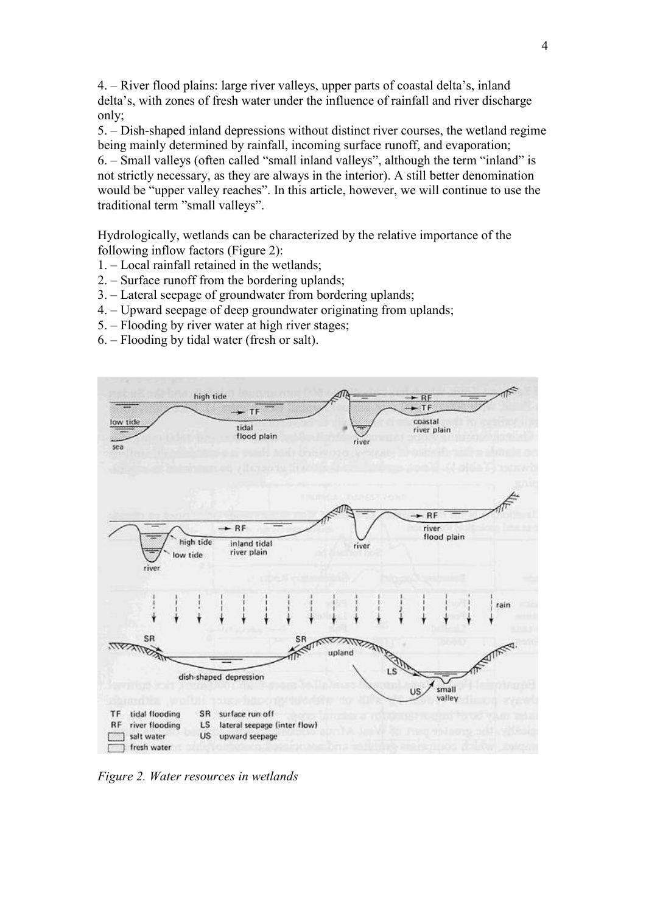4. – River flood plains: large river valleys, upper parts of coastal delta's, inland delta's, with zones of fresh water under the influence of rainfall and river discharge only;
5. – Dish-shaped inland depressions without distinct river courses, the wetland regime being mainly determined by rainfall, incoming surface runoff, and evaporation;
6. – Small valleys (often called "small inland valleys", although the term "inland" is not strictly necessary, as they are always in the interior). A still better denomination would be "upper valley reaches". In this article, however, we will continue to use the traditional term "small valleys".

Hydrologically, wetlands can be characterized by the relative importance of the following inflow factors (Figure 2):

1. – Local rainfall retained in the wetlands;
2. – Surface runoff from the bordering uplands;
3. – Lateral seepage of groundwater from bordering uplands;
4. – Upward seepage of deep groundwater originating from uplands;
5. – Flooding by river water at high river stages;
6. – Flooding by tidal water (fresh or salt).

*Figure 2. Water resources in wetlands*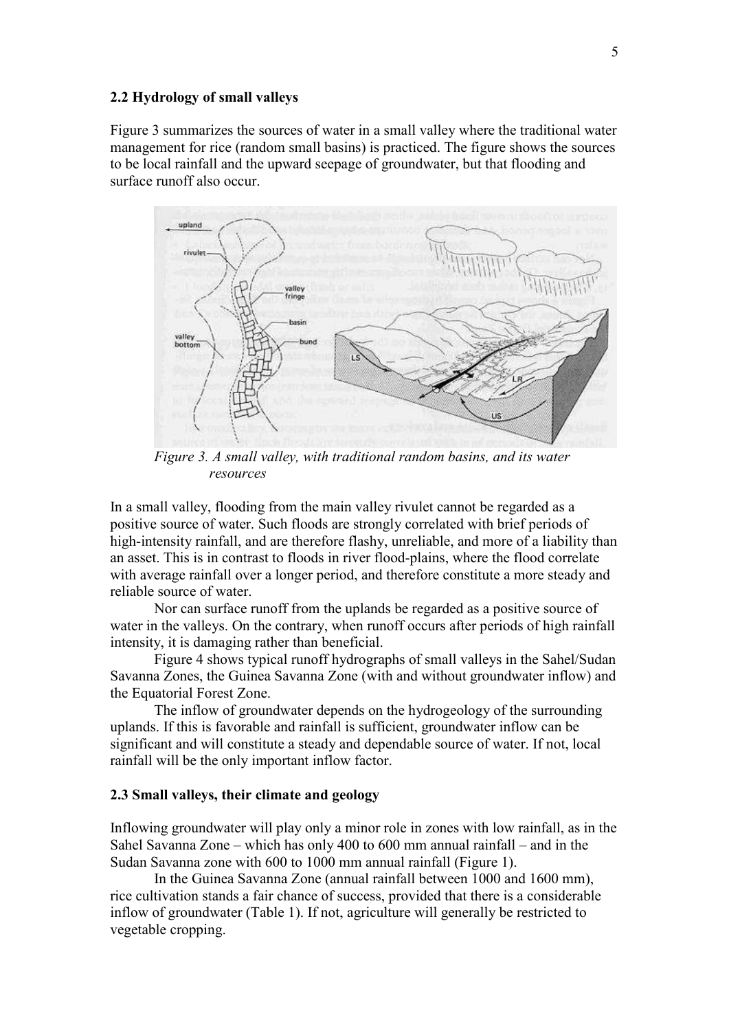### 2.2 Hydrology of small valleys

Figure 3 summarizes the sources of water in a small valley where the traditional water management for rice (random small basins) is practiced. The figure shows the sources to be local rainfall and the upward seepage of groundwater, but that flooding and surface runoff also occur.

*Figure 3. A small valley, with traditional random basins, and its water resources*

In a small valley, flooding from the main valley rivulet cannot be regarded as a positive source of water. Such floods are strongly correlated with brief periods of high-intensity rainfall, and are therefore flashy, unreliable, and more of a liability than an asset. This is in contrast to floods in river flood-plains, where the flood correlate with average rainfall over a longer period, and therefore constitute a more steady and reliable source of water.

Nor can surface runoff from the uplands be regarded as a positive source of water in the valleys. On the contrary, when runoff occurs after periods of high rainfall intensity, it is damaging rather than beneficial.

Figure 4 shows typical runoff hydrographs of small valleys in the Sahel/Sudan Savanna Zones, the Guinea Savanna Zone (with and without groundwater inflow) and the Equatorial Forest Zone.

The inflow of groundwater depends on the hydrogeology of the surrounding uplands. If this is favorable and rainfall is sufficient, groundwater inflow can be significant and will constitute a steady and dependable source of water. If not, local rainfall will be the only important inflow factor.

### 2.3 Small valleys, their climate and geology

Inflowing groundwater will play only a minor role in zones with low rainfall, as in the Sahel Savanna Zone – which has only 400 to 600 mm annual rainfall – and in the Sudan Savanna zone with 600 to 1000 mm annual rainfall (Figure 1).

In the Guinea Savanna Zone (annual rainfall between 1000 and 1600 mm), rice cultivation stands a fair chance of success, provided that there is a considerable inflow of groundwater (Table 1). If not, agriculture will generally be restricted to vegetable cropping.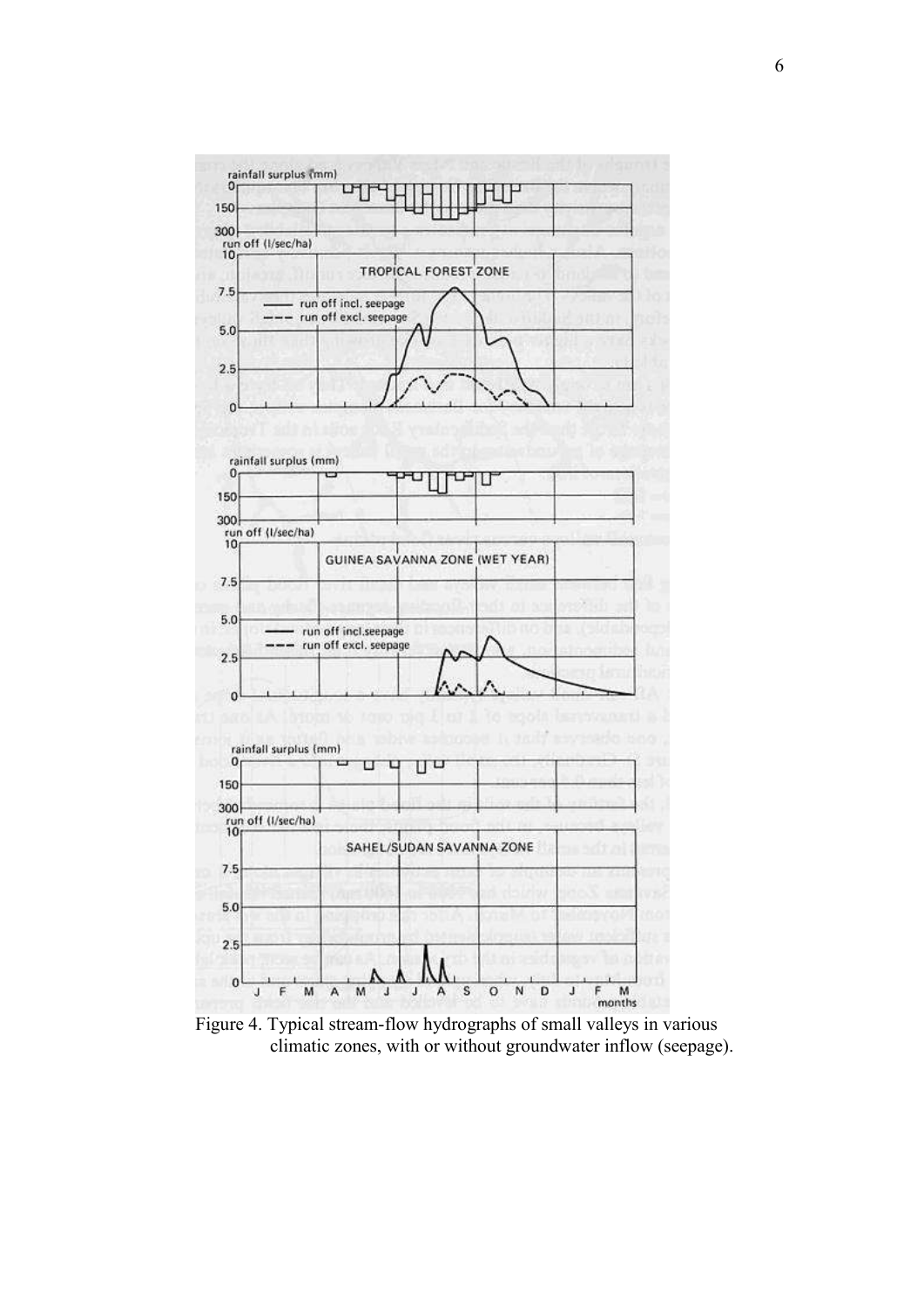Figure 4. Typical stream-flow hydrographs of small valleys in various climatic zones, with or without groundwater inflow (seepage).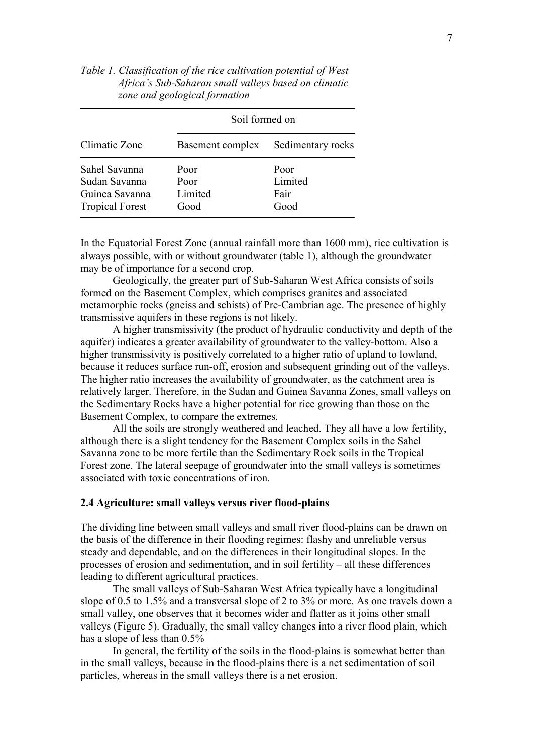*Table 1. Classification of the rice cultivation potential of West Africa's Sub-Saharan small valleys based on climatic zone and geological formation*

| Climatic Zone | Soil formed on | |
|---|---|---|
| | Basement complex | Sedimentary rocks |
| Sahel Savanna | Poor | Poor |
| Sudan Savanna | Poor | Limited |
| Guinea Savanna | Limited | Fair |
| Tropical Forest | Good | Good |

In the Equatorial Forest Zone (annual rainfall more than 1600 mm), rice cultivation is always possible, with or without groundwater (table 1), although the groundwater may be of importance for a second crop.

Geologically, the greater part of Sub-Saharan West Africa consists of soils formed on the Basement Complex, which comprises granites and associated metamorphic rocks (gneiss and schists) of Pre-Cambrian age. The presence of highly transmissive aquifers in these regions is not likely.

A higher transmissivity (the product of hydraulic conductivity and depth of the aquifer) indicates a greater availability of groundwater to the valley-bottom. Also a higher transmissivity is positively correlated to a higher ratio of upland to lowland, because it reduces surface run-off, erosion and subsequent grinding out of the valleys. The higher ratio increases the availability of groundwater, as the catchment area is relatively larger. Therefore, in the Sudan and Guinea Savanna Zones, small valleys on the Sedimentary Rocks have a higher potential for rice growing than those on the Basement Complex, to compare the extremes.

All the soils are strongly weathered and leached. They all have a low fertility, although there is a slight tendency for the Basement Complex soils in the Sahel Savanna zone to be more fertile than the Sedimentary Rock soils in the Tropical Forest zone. The lateral seepage of groundwater into the small valleys is sometimes associated with toxic concentrations of iron.

### 2.4 Agriculture: small valleys versus river flood-plains

The dividing line between small valleys and small river flood-plains can be drawn on the basis of the difference in their flooding regimes: flashy and unreliable versus steady and dependable, and on the differences in their longitudinal slopes. In the processes of erosion and sedimentation, and in soil fertility – all these differences leading to different agricultural practices.

The small valleys of Sub-Saharan West Africa typically have a longitudinal slope of 0.5 to 1.5% and a transversal slope of 2 to 3% or more. As one travels down a small valley, one observes that it becomes wider and flatter as it joins other small valleys (Figure 5). Gradually, the small valley changes into a river flood plain, which has a slope of less than 0.5%

In general, the fertility of the soils in the flood-plains is somewhat better than in the small valleys, because in the flood-plains there is a net sedimentation of soil particles, whereas in the small valleys there is a net erosion.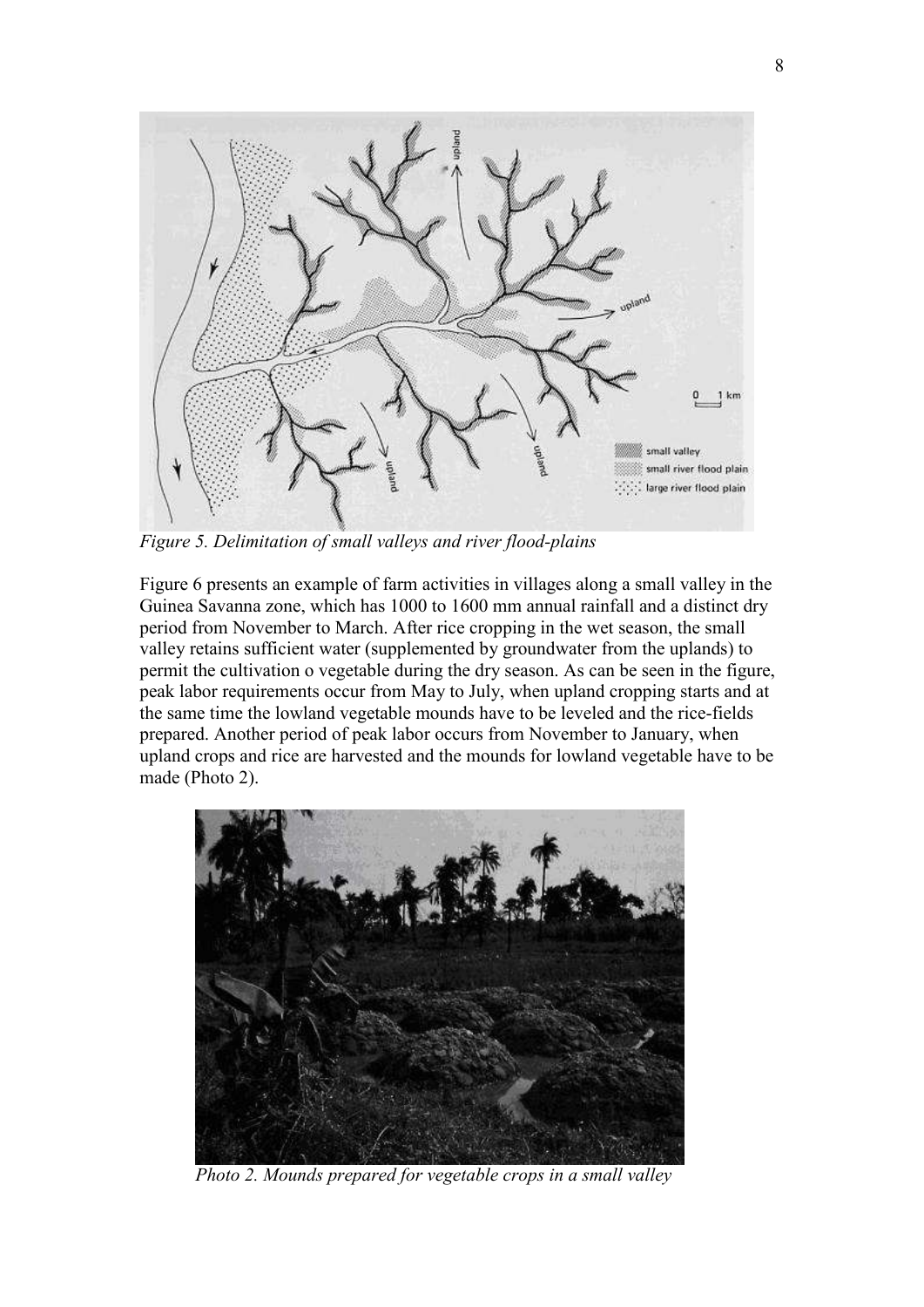*Figure 5. Delimitation of small valleys and river flood-plains*

Figure 6 presents an example of farm activities in villages along a small valley in the Guinea Savanna zone, which has 1000 to 1600 mm annual rainfall and a distinct dry period from November to March. After rice cropping in the wet season, the small valley retains sufficient water (supplemented by groundwater from the uplands) to permit the cultivation o vegetable during the dry season. As can be seen in the figure, peak labor requirements occur from May to July, when upland cropping starts and at the same time the lowland vegetable mounds have to be leveled and the rice-fields prepared. Another period of peak labor occurs from November to January, when upland crops and rice are harvested and the mounds for lowland vegetable have to be made (Photo 2).

*Photo 2. Mounds prepared for vegetable crops in a small valley*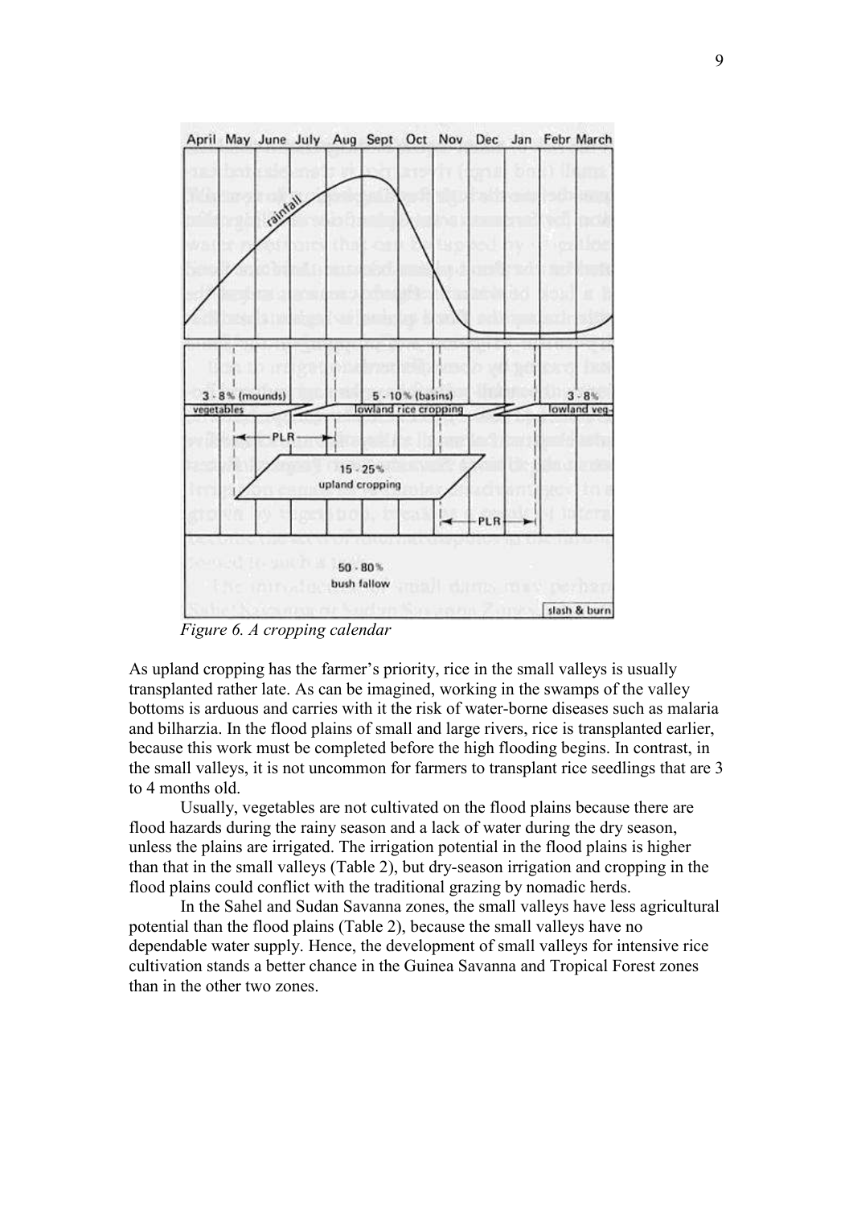*Figure 6. A cropping calendar*

As upland cropping has the farmer's priority, rice in the small valleys is usually transplanted rather late. As can be imagined, working in the swamps of the valley bottoms is arduous and carries with it the risk of water-borne diseases such as malaria and bilharzia. In the flood plains of small and large rivers, rice is transplanted earlier, because this work must be completed before the high flooding begins. In contrast, in the small valleys, it is not uncommon for farmers to transplant rice seedlings that are 3 to 4 months old.

Usually, vegetables are not cultivated on the flood plains because there are flood hazards during the rainy season and a lack of water during the dry season, unless the plains are irrigated. The irrigation potential in the flood plains is higher than that in the small valleys (Table 2), but dry-season irrigation and cropping in the flood plains could conflict with the traditional grazing by nomadic herds.

In the Sahel and Sudan Savanna zones, the small valleys have less agricultural potential than the flood plains (Table 2), because the small valleys have no dependable water supply. Hence, the development of small valleys for intensive rice cultivation stands a better chance in the Guinea Savanna and Tropical Forest zones than in the other two zones.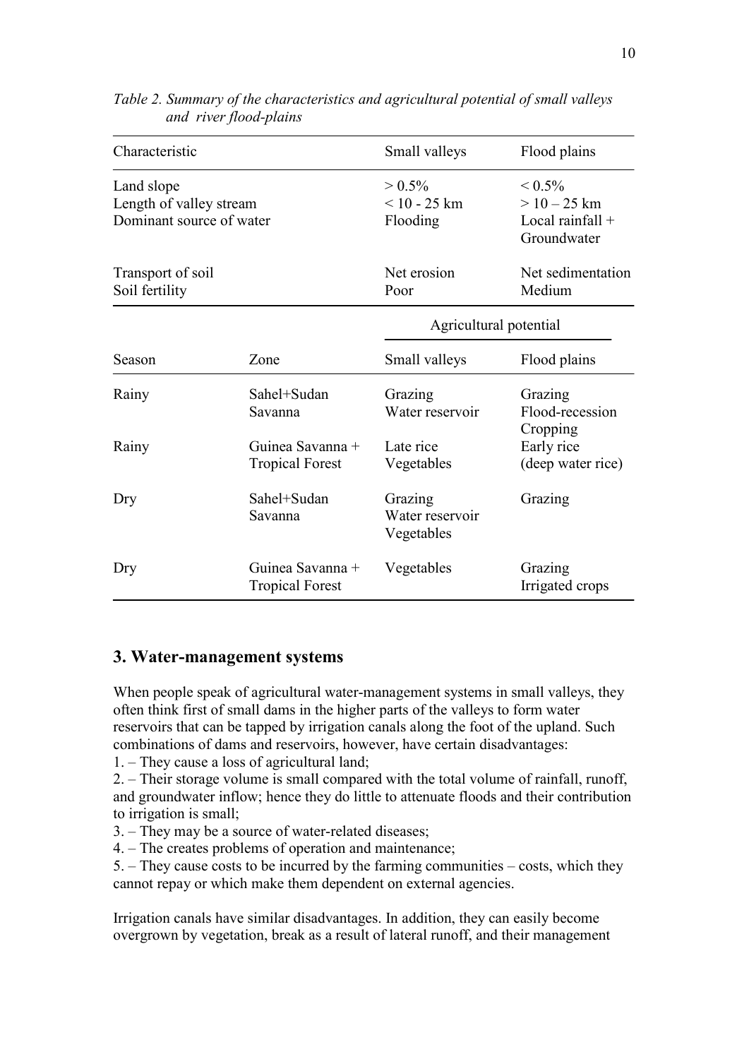*Table 2. Summary of the characteristics and agricultural potential of small valleys and river flood-plains*

| Characteristic | | Small valleys | Flood plains |
|---|---|---|---|
| Land slope | | > 0.5% | < 0.5% |
| Length of valley stream | | < 10 - 25 km | > 10 – 25 km |
| Dominant source of water | | Flooding | Local rainfall + Groundwater |
| Transport of soil | | Net erosion | Net sedimentation |
| Soil fertility | | Poor | Medium |
| | | Agricultural potential | |
| Season | Zone | Small valleys | Flood plains |
| Rainy | Sahel+Sudan Savanna | Grazing<br>Water reservoir | Grazing<br>Flood-recession Cropping |
| Rainy | Guinea Savanna + Tropical Forest | Late rice<br>Vegetables | Early rice<br>(deep water rice) |
| Dry | Sahel+Sudan Savanna | Grazing<br>Water reservoir<br>Vegetables | Grazing |
| Dry | Guinea Savanna + Tropical Forest | Vegetables | Grazing<br>Irrigated crops |

## 3. Water-management systems

When people speak of agricultural water-management systems in small valleys, they often think first of small dams in the higher parts of the valleys to form water reservoirs that can be tapped by irrigation canals along the foot of the upland. Such combinations of dams and reservoirs, however, have certain disadvantages:

1. – They cause a loss of agricultural land;
2. – Their storage volume is small compared with the total volume of rainfall, runoff, and groundwater inflow; hence they do little to attenuate floods and their contribution to irrigation is small;
3. – They may be a source of water-related diseases;
4. – The creates problems of operation and maintenance;
5. – They cause costs to be incurred by the farming communities – costs, which they cannot repay or which make them dependent on external agencies.

Irrigation canals have similar disadvantages. In addition, they can easily become overgrown by vegetation, break as a result of lateral runoff, and their management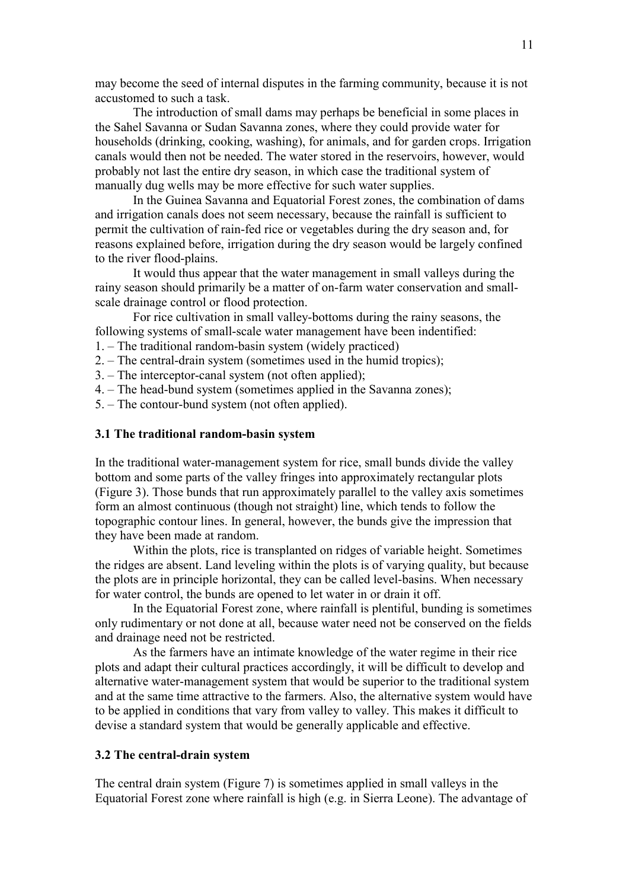may become the seed of internal disputes in the farming community, because it is not accustomed to such a task.

The introduction of small dams may perhaps be beneficial in some places in the Sahel Savanna or Sudan Savanna zones, where they could provide water for households (drinking, cooking, washing), for animals, and for garden crops. Irrigation canals would then not be needed. The water stored in the reservoirs, however, would probably not last the entire dry season, in which case the traditional system of manually dug wells may be more effective for such water supplies.

In the Guinea Savanna and Equatorial Forest zones, the combination of dams and irrigation canals does not seem necessary, because the rainfall is sufficient to permit the cultivation of rain-fed rice or vegetables during the dry season and, for reasons explained before, irrigation during the dry season would be largely confined to the river flood-plains.

It would thus appear that the water management in small valleys during the rainy season should primarily be a matter of on-farm water conservation and small-scale drainage control or flood protection.

For rice cultivation in small valley-bottoms during the rainy seasons, the following systems of small-scale water management have been indentified:

1. – The traditional random-basin system (widely practiced)
2. – The central-drain system (sometimes used in the humid tropics);
3. – The interceptor-canal system (not often applied);
4. – The head-bund system (sometimes applied in the Savanna zones);
5. – The contour-bund system (not often applied).

### 3.1 The traditional random-basin system

In the traditional water-management system for rice, small bunds divide the valley bottom and some parts of the valley fringes into approximately rectangular plots (Figure 3). Those bunds that run approximately parallel to the valley axis sometimes form an almost continuous (though not straight) line, which tends to follow the topographic contour lines. In general, however, the bunds give the impression that they have been made at random.

Within the plots, rice is transplanted on ridges of variable height. Sometimes the ridges are absent. Land leveling within the plots is of varying quality, but because the plots are in principle horizontal, they can be called level-basins. When necessary for water control, the bunds are opened to let water in or drain it off.

In the Equatorial Forest zone, where rainfall is plentiful, bunding is sometimes only rudimentary or not done at all, because water need not be conserved on the fields and drainage need not be restricted.

As the farmers have an intimate knowledge of the water regime in their rice plots and adapt their cultural practices accordingly, it will be difficult to develop and alternative water-management system that would be superior to the traditional system and at the same time attractive to the farmers. Also, the alternative system would have to be applied in conditions that vary from valley to valley. This makes it difficult to devise a standard system that would be generally applicable and effective.

### 3.2 The central-drain system

The central drain system (Figure 7) is sometimes applied in small valleys in the Equatorial Forest zone where rainfall is high (e.g. in Sierra Leone). The advantage of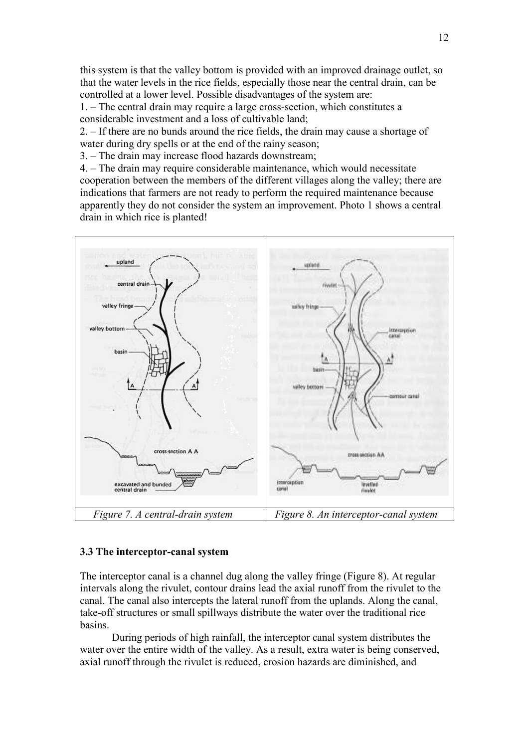this system is that the valley bottom is provided with an improved drainage outlet, so that the water levels in the rice fields, especially those near the central drain, can be controlled at a lower level. Possible disadvantages of the system are:

1. – The central drain may require a large cross-section, which constitutes a considerable investment and a loss of cultivable land;
2. – If there are no bunds around the rice fields, the drain may cause a shortage of water during dry spells or at the end of the rainy season;
3. – The drain may increase flood hazards downstream;
4. – The drain may require considerable maintenance, which would necessitate cooperation between the members of the different villages along the valley; there are indications that farmers are not ready to perform the required maintenance because apparently they do not consider the system an improvement. Photo 1 shows a central drain in which rice is planted!

| *Figure 7. A central-drain system* | *Figure 8. An interceptor-canal system* |
|---|---|

### 3.3 The interceptor-canal system

The interceptor canal is a channel dug along the valley fringe (Figure 8). At regular intervals along the rivulet, contour drains lead the axial runoff from the rivulet to the canal. The canal also intercepts the lateral runoff from the uplands. Along the canal, take-off structures or small spillways distribute the water over the traditional rice basins.

During periods of high rainfall, the interceptor canal system distributes the water over the entire width of the valley. As a result, extra water is being conserved, axial runoff through the rivulet is reduced, erosion hazards are diminished, and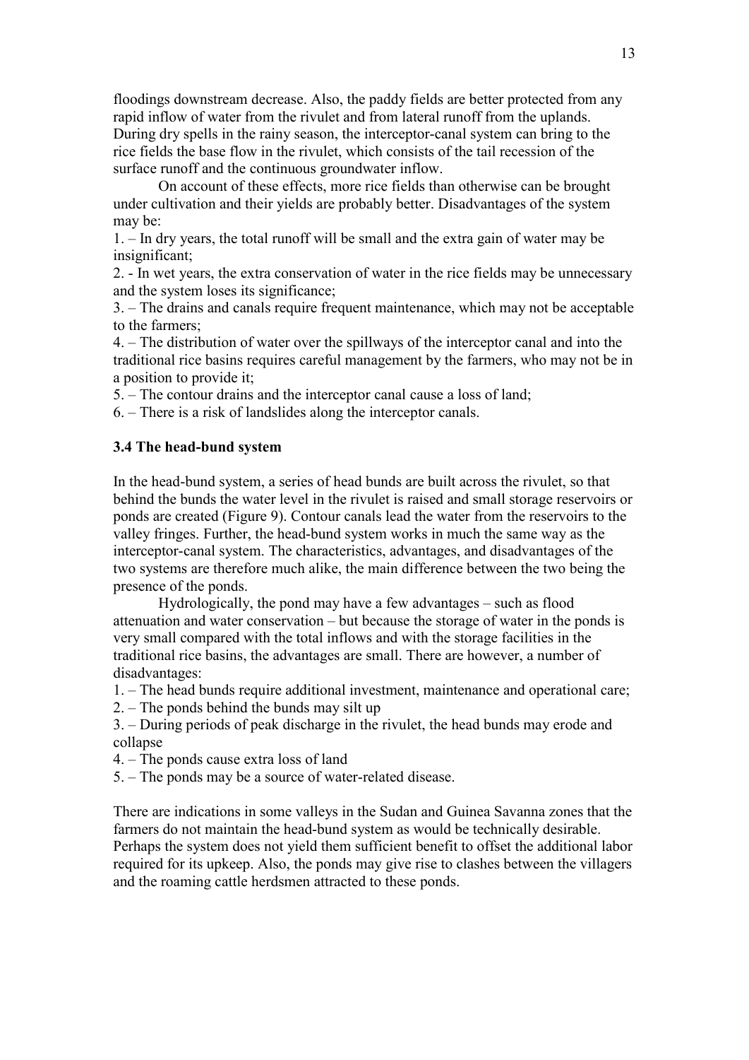floodings downstream decrease. Also, the paddy fields are better protected from any rapid inflow of water from the rivulet and from lateral runoff from the uplands. During dry spells in the rainy season, the interceptor-canal system can bring to the rice fields the base flow in the rivulet, which consists of the tail recession of the surface runoff and the continuous groundwater inflow.

On account of these effects, more rice fields than otherwise can be brought under cultivation and their yields are probably better. Disadvantages of the system may be:

1. – In dry years, the total runoff will be small and the extra gain of water may be insignificant;
2. - In wet years, the extra conservation of water in the rice fields may be unnecessary and the system loses its significance;
3. – The drains and canals require frequent maintenance, which may not be acceptable to the farmers;
4. – The distribution of water over the spillways of the interceptor canal and into the traditional rice basins requires careful management by the farmers, who may not be in a position to provide it;
5. – The contour drains and the interceptor canal cause a loss of land;
6. – There is a risk of landslides along the interceptor canals.

### 3.4 The head-bund system

In the head-bund system, a series of head bunds are built across the rivulet, so that behind the bunds the water level in the rivulet is raised and small storage reservoirs or ponds are created (Figure 9). Contour canals lead the water from the reservoirs to the valley fringes. Further, the head-bund system works in much the same way as the interceptor-canal system. The characteristics, advantages, and disadvantages of the two systems are therefore much alike, the main difference between the two being the presence of the ponds.

Hydrologically, the pond may have a few advantages – such as flood attenuation and water conservation – but because the storage of water in the ponds is very small compared with the total inflows and with the storage facilities in the traditional rice basins, the advantages are small. There are however, a number of disadvantages:

1. – The head bunds require additional investment, maintenance and operational care;
2. – The ponds behind the bunds may silt up
3. – During periods of peak discharge in the rivulet, the head bunds may erode and collapse
4. – The ponds cause extra loss of land
5. – The ponds may be a source of water-related disease.

There are indications in some valleys in the Sudan and Guinea Savanna zones that the farmers do not maintain the head-bund system as would be technically desirable. Perhaps the system does not yield them sufficient benefit to offset the additional labor required for its upkeep. Also, the ponds may give rise to clashes between the villagers and the roaming cattle herdsmen attracted to these ponds.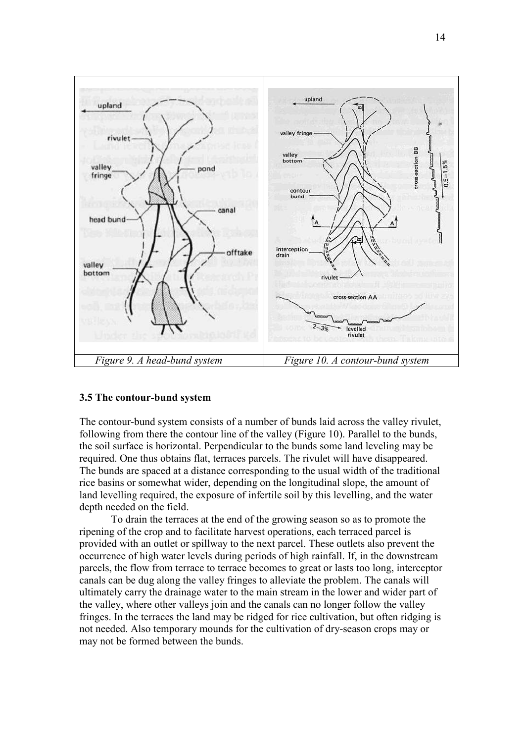| *Figure 9. A head-bund system* | *Figure 10. A contour-bund system* |
| --- | --- |

### 3.5 The contour-bund system

The contour-bund system consists of a number of bunds laid across the valley rivulet, following from there the contour line of the valley (Figure 10). Parallel to the bunds, the soil surface is horizontal. Perpendicular to the bunds some land leveling may be required. One thus obtains flat, terraces parcels. The rivulet will have disappeared. The bunds are spaced at a distance corresponding to the usual width of the traditional rice basins or somewhat wider, depending on the longitudinal slope, the amount of land levelling required, the exposure of infertile soil by this levelling, and the water depth needed on the field.

To drain the terraces at the end of the growing season so as to promote the ripening of the crop and to facilitate harvest operations, each terraced parcel is provided with an outlet or spillway to the next parcel. These outlets also prevent the occurrence of high water levels during periods of high rainfall. If, in the downstream parcels, the flow from terrace to terrace becomes to great or lasts too long, interceptor canals can be dug along the valley fringes to alleviate the problem. The canals will ultimately carry the drainage water to the main stream in the lower and wider part of the valley, where other valleys join and the canals can no longer follow the valley fringes. In the terraces the land may be ridged for rice cultivation, but often ridging is not needed. Also temporary mounds for the cultivation of dry-season crops may or may not be formed between the bunds.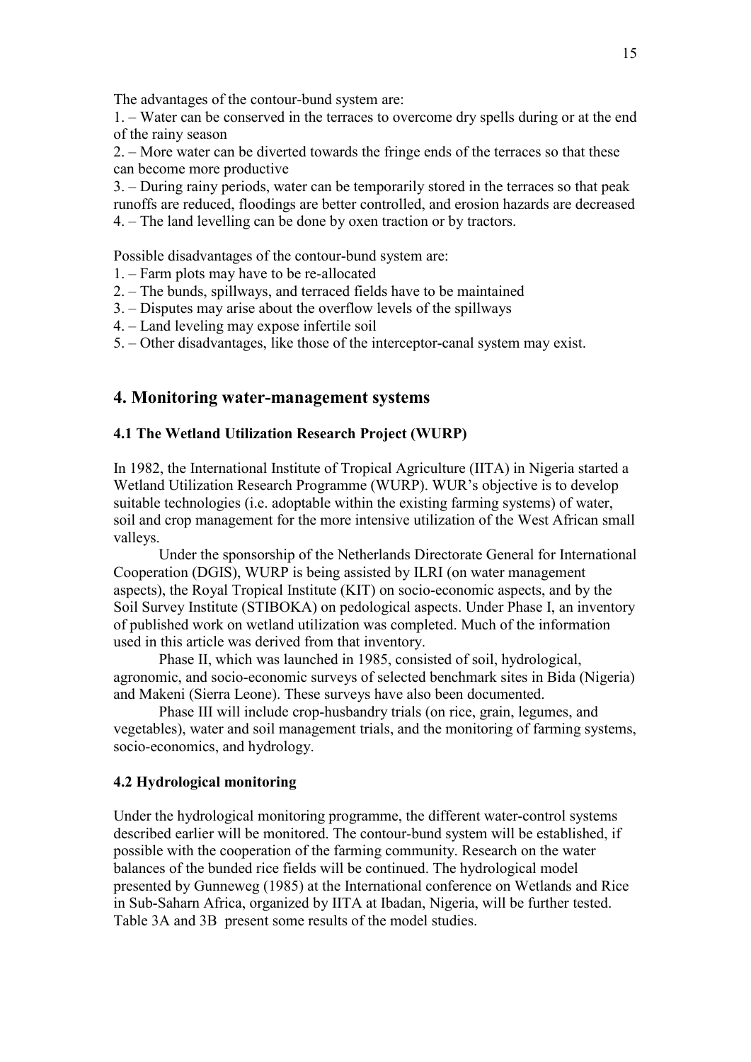The advantages of the contour-bund system are:

1. – Water can be conserved in the terraces to overcome dry spells during or at the end of the rainy season
2. – More water can be diverted towards the fringe ends of the terraces so that these can become more productive
3. – During rainy periods, water can be temporarily stored in the terraces so that peak runoffs are reduced, floodings are better controlled, and erosion hazards are decreased
4. – The land levelling can be done by oxen traction or by tractors.

Possible disadvantages of the contour-bund system are:

1. – Farm plots may have to be re-allocated
2. – The bunds, spillways, and terraced fields have to be maintained
3. – Disputes may arise about the overflow levels of the spillways
4. – Land leveling may expose infertile soil
5. – Other disadvantages, like those of the interceptor-canal system may exist.

## 4. Monitoring water-management systems

### 4.1 The Wetland Utilization Research Project (WURP)

In 1982, the International Institute of Tropical Agriculture (IITA) in Nigeria started a Wetland Utilization Research Programme (WURP). WUR's objective is to develop suitable technologies (i.e. adoptable within the existing farming systems) of water, soil and crop management for the more intensive utilization of the West African small valleys.

Under the sponsorship of the Netherlands Directorate General for International Cooperation (DGIS), WURP is being assisted by ILRI (on water management aspects), the Royal Tropical Institute (KIT) on socio-economic aspects, and by the Soil Survey Institute (STIBOKA) on pedological aspects. Under Phase I, an inventory of published work on wetland utilization was completed. Much of the information used in this article was derived from that inventory.

Phase II, which was launched in 1985, consisted of soil, hydrological, agronomic, and socio-economic surveys of selected benchmark sites in Bida (Nigeria) and Makeni (Sierra Leone). These surveys have also been documented.

Phase III will include crop-husbandry trials (on rice, grain, legumes, and vegetables), water and soil management trials, and the monitoring of farming systems, socio-economics, and hydrology.

### 4.2 Hydrological monitoring

Under the hydrological monitoring programme, the different water-control systems described earlier will be monitored. The contour-bund system will be established, if possible with the cooperation of the farming community. Research on the water balances of the bunded rice fields will be continued. The hydrological model presented by Gunneweg (1985) at the International conference on Wetlands and Rice in Sub-Saharn Africa, organized by IITA at Ibadan, Nigeria, will be further tested. Table 3A and 3B present some results of the model studies.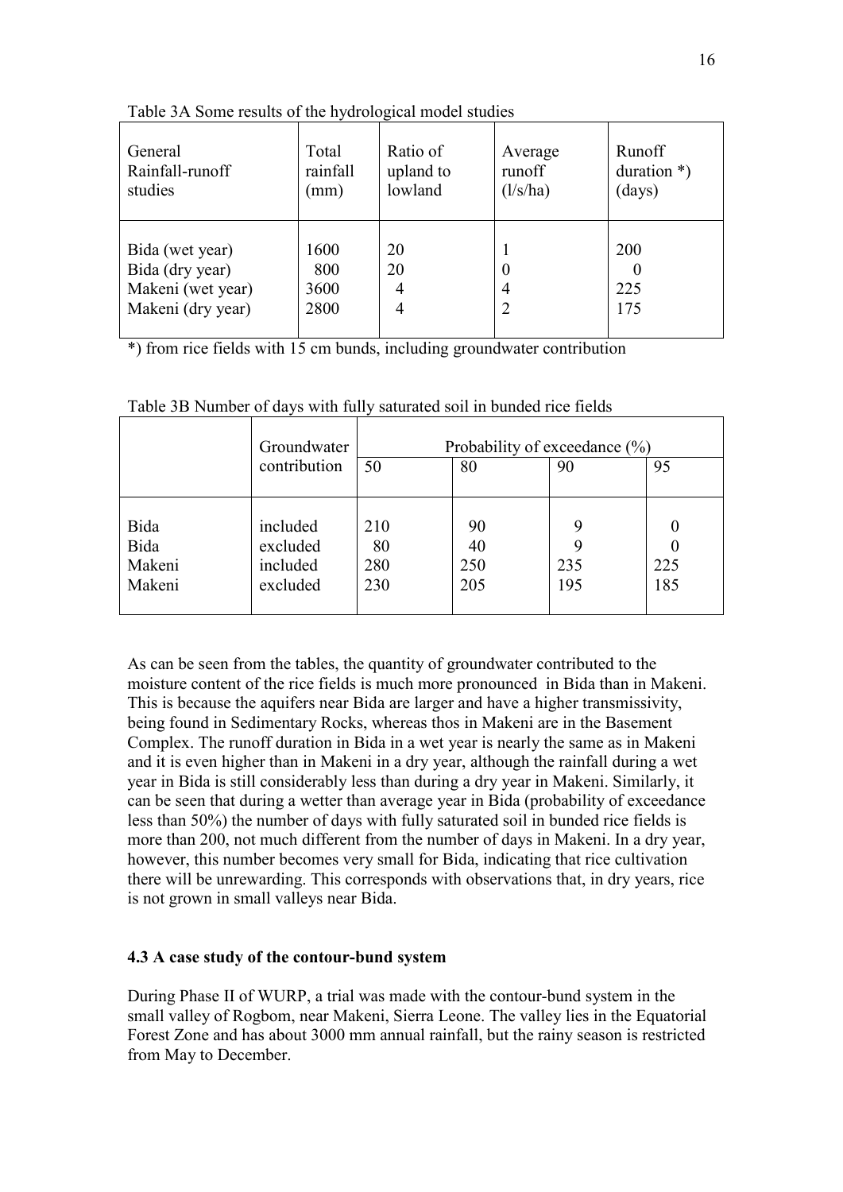Table 3A Some results of the hydrological model studies

| General Rainfall-runoff studies | Total rainfall (mm) | Ratio of upland to lowland | Average runoff (l/s/ha) | Runoff duration *) (days) |
|---|---|---|---|---|
| Bida (wet year) | 1600 | 20 | 1 | 200 |
| Bida (dry year) | 800 | 20 | 0 | 0 |
| Makeni (wet year) | 3600 | 4 | 4 | 225 |
| Makeni (dry year) | 2800 | 4 | 2 | 175 |

*) from rice fields with 15 cm bunds, including groundwater contribution

Table 3B Number of days with fully saturated soil in bunded rice fields

| | Groundwater contribution | Probability of exceedance (%) | | | |
|---|---|---|---|---|---|
| | | 50 | 80 | 90 | 95 |
| Bida | included | 210 | 90 | 9 | 0 |
| Bida | excluded | 80 | 40 | 9 | 0 |
| Makeni | included | 280 | 250 | 235 | 225 |
| Makeni | excluded | 230 | 205 | 195 | 185 |

As can be seen from the tables, the quantity of groundwater contributed to the moisture content of the rice fields is much more pronounced in Bida than in Makeni. This is because the aquifers near Bida are larger and have a higher transmissivity, being found in Sedimentary Rocks, whereas thos in Makeni are in the Basement Complex. The runoff duration in Bida in a wet year is nearly the same as in Makeni and it is even higher than in Makeni in a dry year, although the rainfall during a wet year in Bida is still considerably less than during a dry year in Makeni. Similarly, it can be seen that during a wetter than average year in Bida (probability of exceedance less than 50%) the number of days with fully saturated soil in bunded rice fields is more than 200, not much different from the number of days in Makeni. In a dry year, however, this number becomes very small for Bida, indicating that rice cultivation there will be unrewarding. This corresponds with observations that, in dry years, rice is not grown in small valleys near Bida.

### 4.3 A case study of the contour-bund system

During Phase II of WURP, a trial was made with the contour-bund system in the small valley of Rogbom, near Makeni, Sierra Leone. The valley lies in the Equatorial Forest Zone and has about 3000 mm annual rainfall, but the rainy season is restricted from May to December.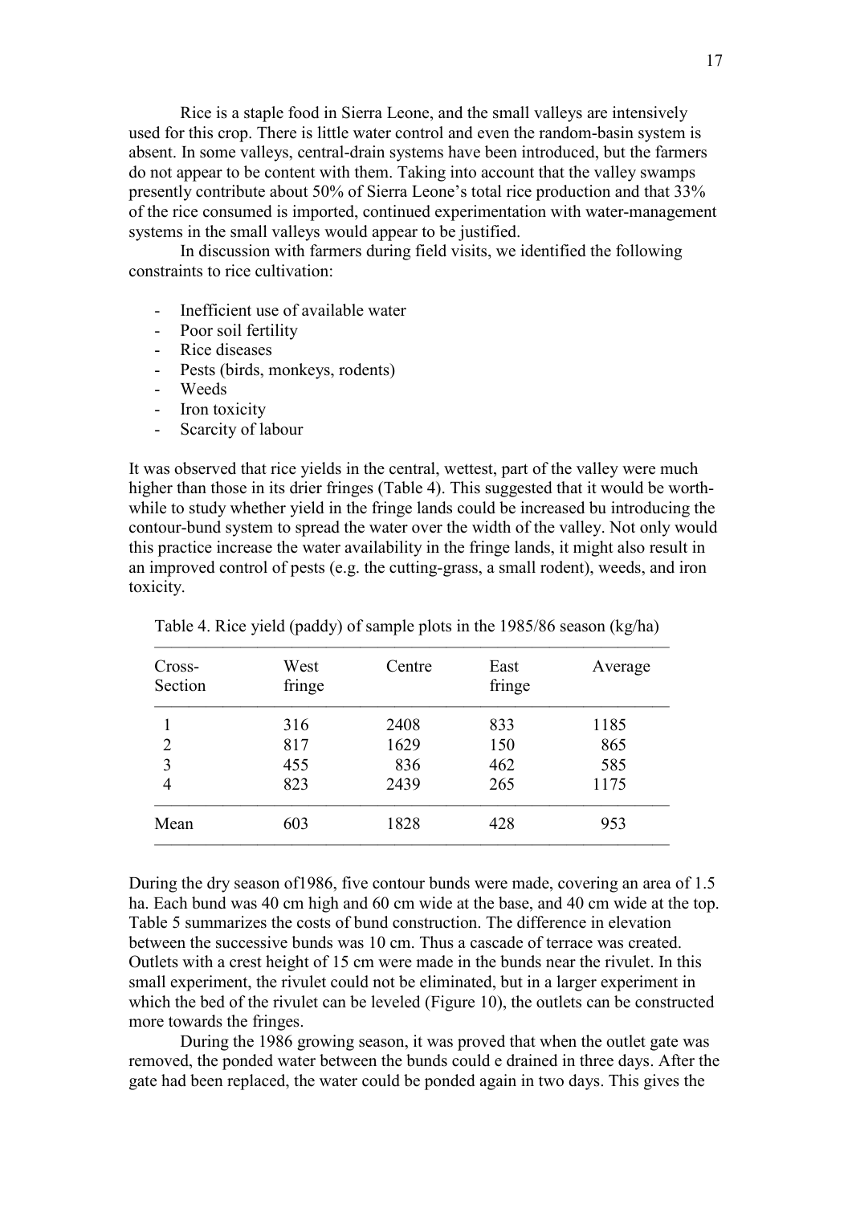Rice is a staple food in Sierra Leone, and the small valleys are intensively used for this crop. There is little water control and even the random-basin system is absent. In some valleys, central-drain systems have been introduced, but the farmers do not appear to be content with them. Taking into account that the valley swamps presently contribute about 50% of Sierra Leone's total rice production and that 33% of the rice consumed is imported, continued experimentation with water-management systems in the small valleys would appear to be justified.

In discussion with farmers during field visits, we identified the following constraints to rice cultivation:

- Inefficient use of available water
- Poor soil fertility
- Rice diseases
- Pests (birds, monkeys, rodents)
- Weeds
- Iron toxicity
- Scarcity of labour

It was observed that rice yields in the central, wettest, part of the valley were much higher than those in its drier fringes (Table 4). This suggested that it would be worthwhile to study whether yield in the fringe lands could be increased bu introducing the contour-bund system to spread the water over the width of the valley. Not only would this practice increase the water availability in the fringe lands, it might also result in an improved control of pests (e.g. the cutting-grass, a small rodent), weeds, and iron toxicity.

Table 4. Rice yield (paddy) of sample plots in the 1985/86 season (kg/ha)

| Cross-Section | West fringe | Centre | East fringe | Average |
|---|---|---|---|---|
| 1 | 316 | 2408 | 833 | 1185 |
| 2 | 817 | 1629 | 150 | 865 |
| 3 | 455 | 836 | 462 | 585 |
| 4 | 823 | 2439 | 265 | 1175 |
| Mean | 603 | 1828 | 428 | 953 |

During the dry season of1986, five contour bunds were made, covering an area of 1.5 ha. Each bund was 40 cm high and 60 cm wide at the base, and 40 cm wide at the top. Table 5 summarizes the costs of bund construction. The difference in elevation between the successive bunds was 10 cm. Thus a cascade of terrace was created. Outlets with a crest height of 15 cm were made in the bunds near the rivulet. In this small experiment, the rivulet could not be eliminated, but in a larger experiment in which the bed of the rivulet can be leveled (Figure 10), the outlets can be constructed more towards the fringes.

During the 1986 growing season, it was proved that when the outlet gate was removed, the ponded water between the bunds could e drained in three days. After the gate had been replaced, the water could be ponded again in two days. This gives the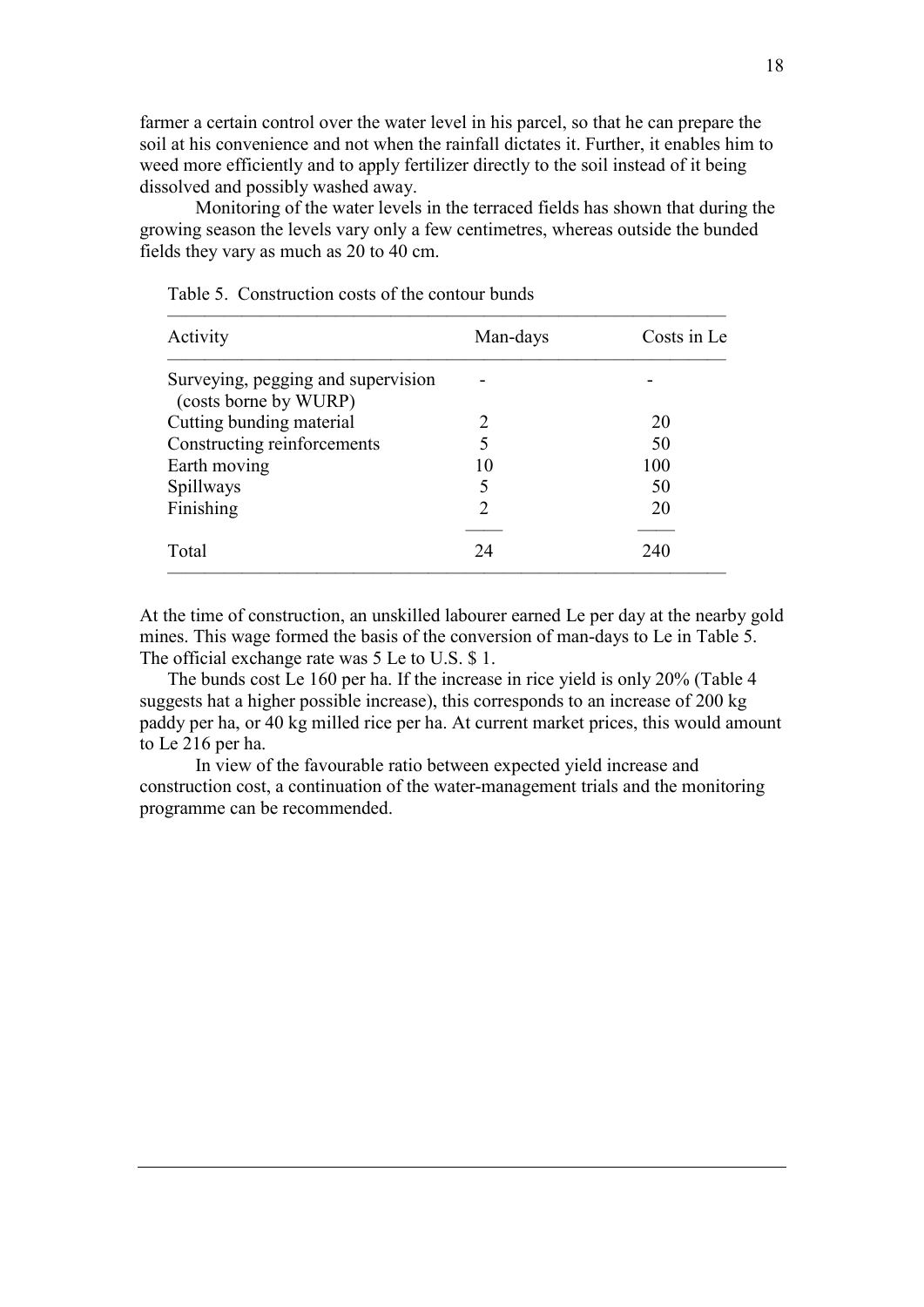farmer a certain control over the water level in his parcel, so that he can prepare the soil at his convenience and not when the rainfall dictates it. Further, it enables him to weed more efficiently and to apply fertilizer directly to the soil instead of it being dissolved and possibly washed away.

Monitoring of the water levels in the terraced fields has shown that during the growing season the levels vary only a few centimetres, whereas outside the bunded fields they vary as much as 20 to 40 cm.

Table 5. Construction costs of the contour bunds

| Activity | Man-days | Costs in Le |
|---|---|---|
| Surveying, pegging and supervision (costs borne by WURP) | - | - |
| Cutting bunding material | 2 | 20 |
| Constructing reinforcements | 5 | 50 |
| Earth moving | 10 | 100 |
| Spillways | 5 | 50 |
| Finishing | 2 | 20 |
| Total | 24 | 240 |

At the time of construction, an unskilled labourer earned Le per day at the nearby gold mines. This wage formed the basis of the conversion of man-days to Le in Table 5. The official exchange rate was 5 Le to U.S. $ 1.

The bunds cost Le 160 per ha. If the increase in rice yield is only 20% (Table 4 suggests hat a higher possible increase), this corresponds to an increase of 200 kg paddy per ha, or 40 kg milled rice per ha. At current market prices, this would amount to Le 216 per ha.

In view of the favourable ratio between expected yield increase and construction cost, a continuation of the water-management trials and the monitoring programme can be recommended.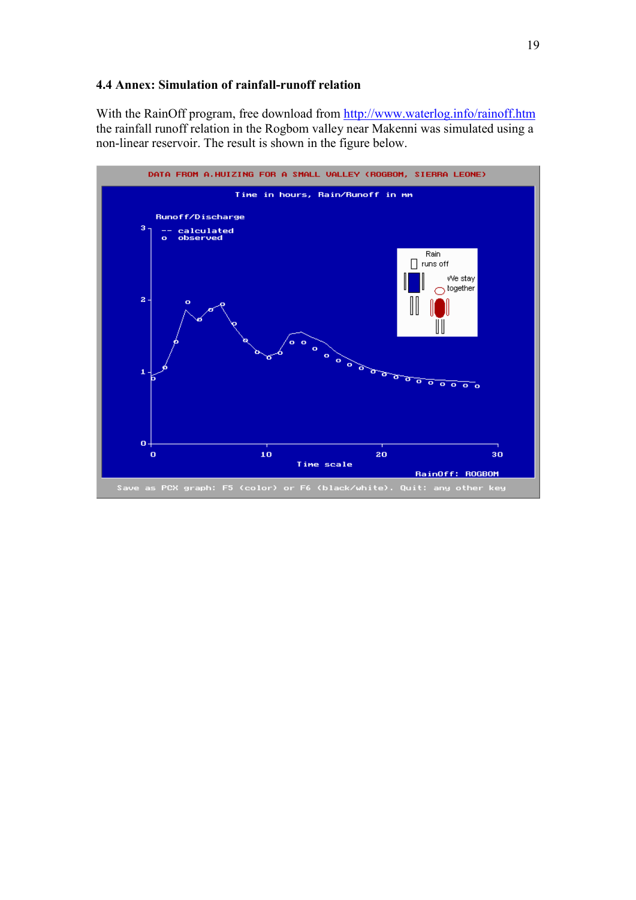### 4.4 Annex: Simulation of rainfall-runoff relation

With the RainOff program, free download from http://www.waterlog.info/rainoff.htm the rainfall runoff relation in the Rogbom valley near Makenni was simulated using a non-linear reservoir. The result is shown in the figure below.

DATA FROM A.HUIZING FOR A SMALL VALLEY (ROGBOM, SIERRA LEONE)

Time in hours, Rain/Runoff in mm

Runoff/Discharge

-- calculated

o observed

Rain runs off

We stay together

0

1

2

3

0

10

20

30

Time scale

RainOff: ROGBOM

Save as PCX graph: F5 (color) or F6 (black/white). Quit: any other key